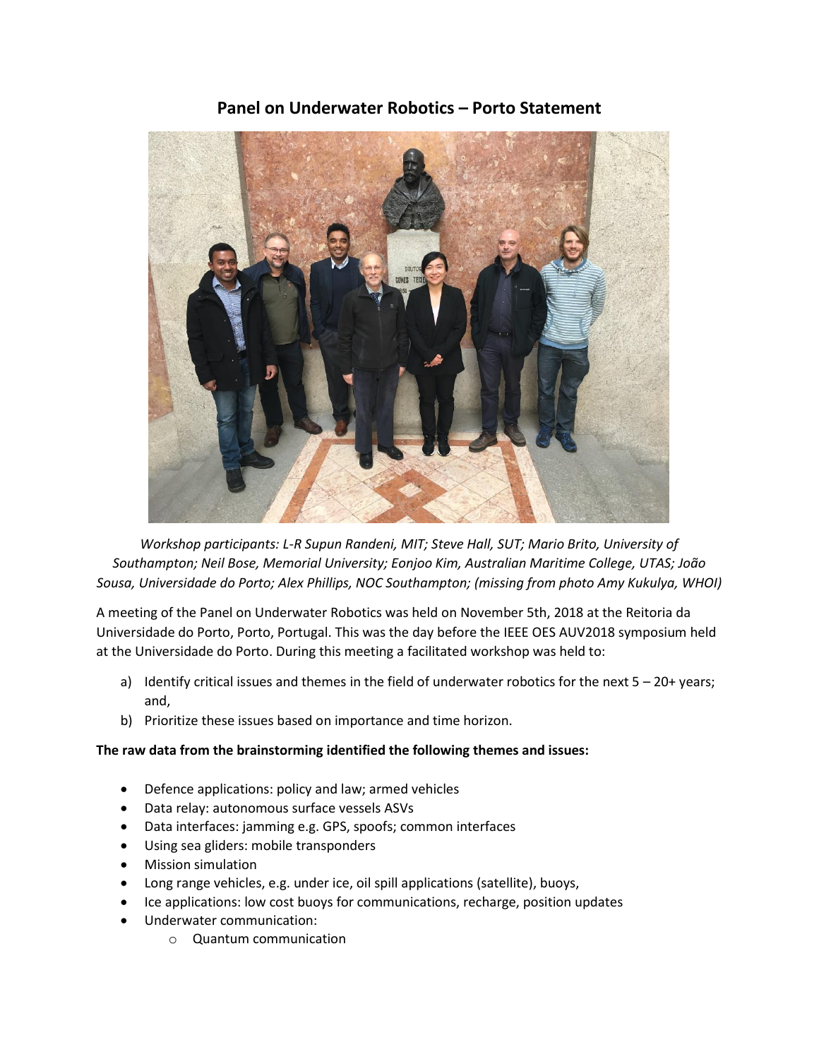# Panel on Underwater Robotics – Porto Statement

*Workshop participants: L-R Supun Randeni, MIT; Steve Hall, SUT; Mario Brito, University of Southampton; Neil Bose, Memorial University; Eonjoo Kim, Australian Maritime College, UTAS; João Sousa, Universidade do Porto; Alex Phillips, NOC Southampton; (missing from photo Amy Kukulya, WHOI)*

A meeting of the Panel on Underwater Robotics was held on November 5th, 2018 at the Reitoria da Universidade do Porto, Porto, Portugal. This was the day before the IEEE OES AUV2018 symposium held at the Universidade do Porto. During this meeting a facilitated workshop was held to:

a) Identify critical issues and themes in the field of underwater robotics for the next 5 – 20+ years; and,
b) Prioritize these issues based on importance and time horizon.

**The raw data from the brainstorming identified the following themes and issues:**

- Defence applications: policy and law; armed vehicles
- Data relay: autonomous surface vessels ASVs
- Data interfaces: jamming e.g. GPS, spoofs; common interfaces
- Using sea gliders: mobile transponders
- Mission simulation
- Long range vehicles, e.g. under ice, oil spill applications (satellite), buoys,
- Ice applications: low cost buoys for communications, recharge, position updates
- Underwater communication:
  - Quantum communication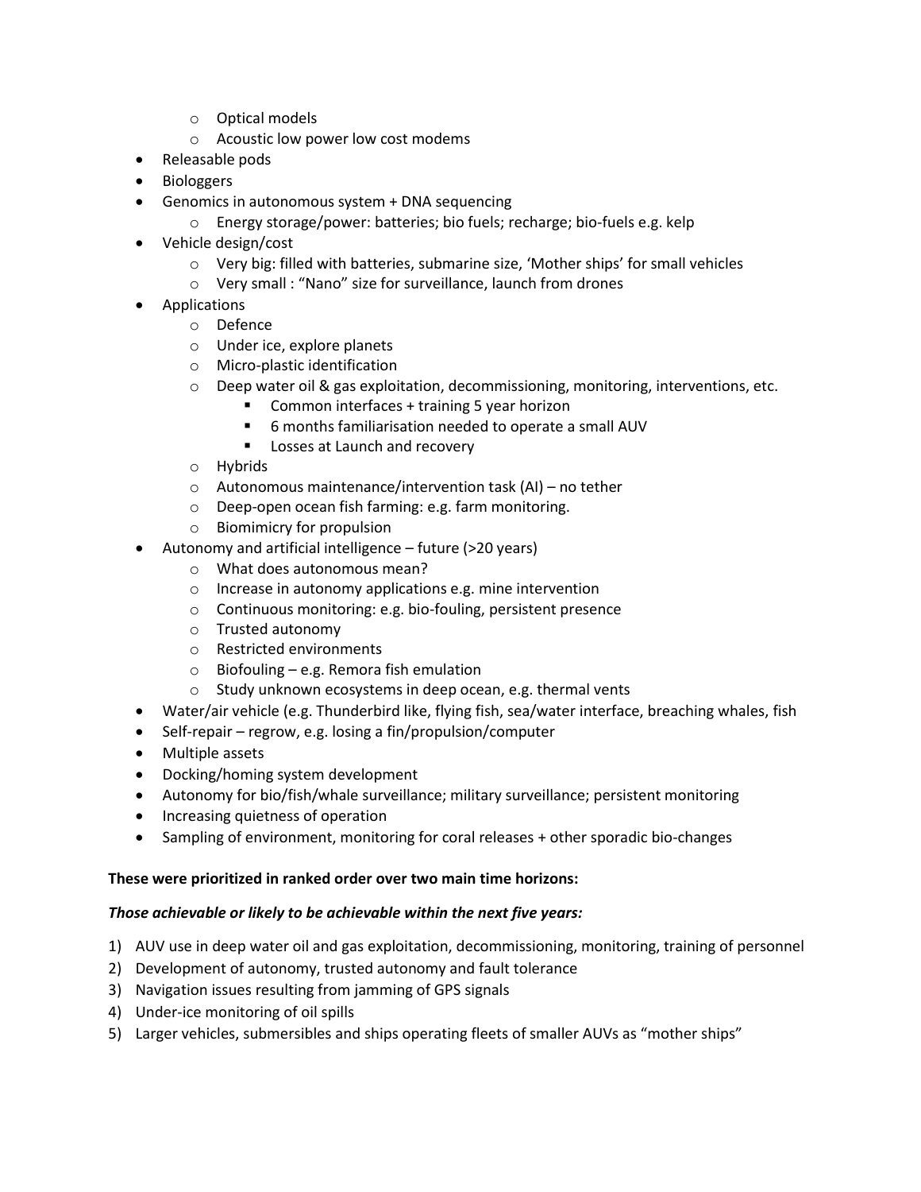- Optical models
    - Acoustic low power low cost modems
- Releasable pods
- Biologgers
- Genomics in autonomous system + DNA sequencing
    - Energy storage/power: batteries; bio fuels; recharge; bio-fuels e.g. kelp
- Vehicle design/cost
    - Very big: filled with batteries, submarine size, 'Mother ships' for small vehicles
    - Very small : "Nano" size for surveillance, launch from drones
- Applications
    - Defence
    - Under ice, explore planets
    - Micro-plastic identification
    - Deep water oil & gas exploitation, decommissioning, monitoring, interventions, etc.
        - Common interfaces + training 5 year horizon
        - 6 months familiarisation needed to operate a small AUV
        - Losses at Launch and recovery
    - Hybrids
    - Autonomous maintenance/intervention task (AI) – no tether
    - Deep-open ocean fish farming: e.g. farm monitoring.
    - Biomimicry for propulsion
- Autonomy and artificial intelligence – future (>20 years)
    - What does autonomous mean?
    - Increase in autonomy applications e.g. mine intervention
    - Continuous monitoring: e.g. bio-fouling, persistent presence
    - Trusted autonomy
    - Restricted environments
    - Biofouling – e.g. Remora fish emulation
    - Study unknown ecosystems in deep ocean, e.g. thermal vents
- Water/air vehicle (e.g. Thunderbird like, flying fish, sea/water interface, breaching whales, fish
- Self-repair – regrow, e.g. losing a fin/propulsion/computer
- Multiple assets
- Docking/homing system development
- Autonomy for bio/fish/whale surveillance; military surveillance; persistent monitoring
- Increasing quietness of operation
- Sampling of environment, monitoring for coral releases + other sporadic bio-changes

**These were prioritized in ranked order over two main time horizons:**

***Those achievable or likely to be achievable within the next five years:***

1) AUV use in deep water oil and gas exploitation, decommissioning, monitoring, training of personnel
2) Development of autonomy, trusted autonomy and fault tolerance
3) Navigation issues resulting from jamming of GPS signals
4) Under-ice monitoring of oil spills
5) Larger vehicles, submersibles and ships operating fleets of smaller AUVs as "mother ships"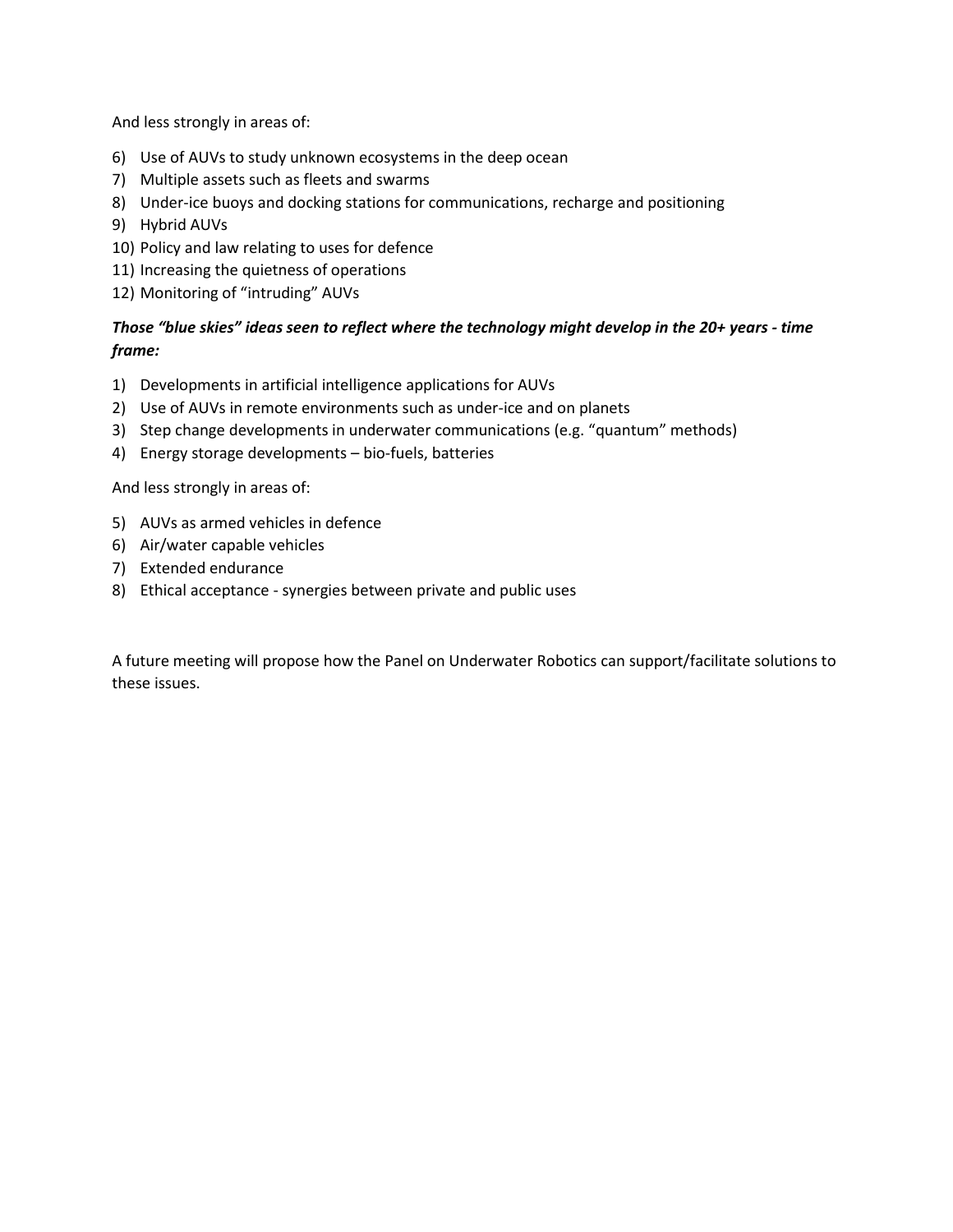And less strongly in areas of:

6) Use of AUVs to study unknown ecosystems in the deep ocean
7) Multiple assets such as fleets and swarms
8) Under-ice buoys and docking stations for communications, recharge and positioning
9) Hybrid AUVs
10) Policy and law relating to uses for defence
11) Increasing the quietness of operations
12) Monitoring of “intruding” AUVs

***Those “blue skies” ideas seen to reflect where the technology might develop in the 20+ years - time frame:***

1) Developments in artificial intelligence applications for AUVs
2) Use of AUVs in remote environments such as under-ice and on planets
3) Step change developments in underwater communications (e.g. “quantum” methods)
4) Energy storage developments – bio-fuels, batteries

And less strongly in areas of:

5) AUVs as armed vehicles in defence
6) Air/water capable vehicles
7) Extended endurance
8) Ethical acceptance - synergies between private and public uses

A future meeting will propose how the Panel on Underwater Robotics can support/facilitate solutions to these issues.